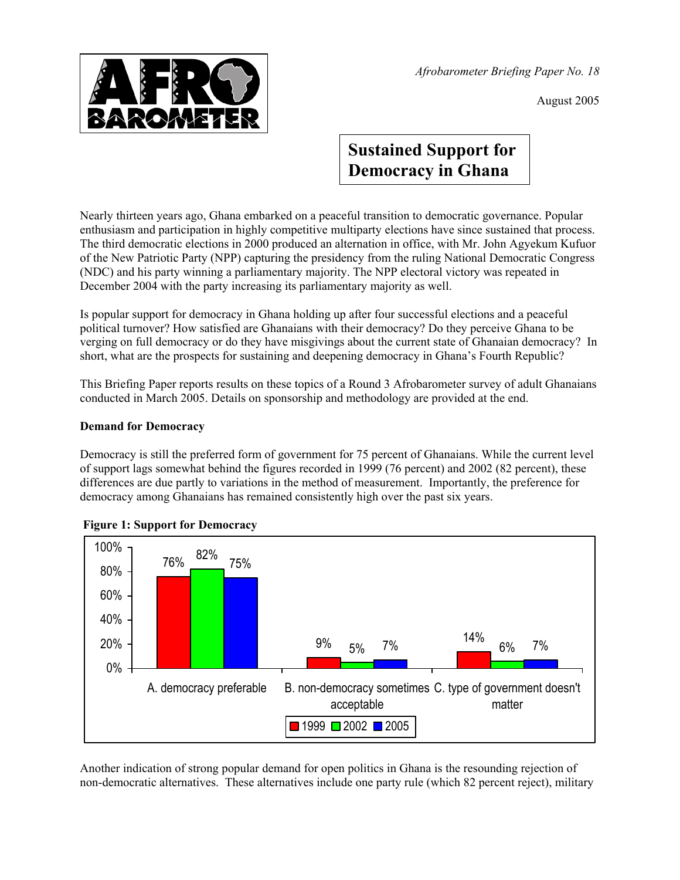*Afrobarometer Briefing Paper No. 18*

August 2005

# Sustained Support for Democracy in Ghana

Nearly thirteen years ago, Ghana embarked on a peaceful transition to democratic governance. Popular enthusiasm and participation in highly competitive multiparty elections have since sustained that process. The third democratic elections in 2000 produced an alternation in office, with Mr. John Agyekum Kufuor of the New Patriotic Party (NPP) capturing the presidency from the ruling National Democratic Congress (NDC) and his party winning a parliamentary majority. The NPP electoral victory was repeated in December 2004 with the party increasing its parliamentary majority as well.

Is popular support for democracy in Ghana holding up after four successful elections and a peaceful political turnover? How satisfied are Ghanaians with their democracy? Do they perceive Ghana to be verging on full democracy or do they have misgivings about the current state of Ghanaian democracy? In short, what are the prospects for sustaining and deepening democracy in Ghana's Fourth Republic?

This Briefing Paper reports results on these topics of a Round 3 Afrobarometer survey of adult Ghanaians conducted in March 2005. Details on sponsorship and methodology are provided at the end.

**Demand for Democracy**

Democracy is still the preferred form of government for 75 percent of Ghanaians. While the current level of support lags somewhat behind the figures recorded in 1999 (76 percent) and 2002 (82 percent), these differences are due partly to variations in the method of measurement. Importantly, the preference for democracy among Ghanaians has remained consistently high over the past six years.

**Figure 1: Support for Democracy**

| | 1999 | 2002 | 2005 |
|---|---|---|---|
| A. democracy preferable | 76% | 82% | 75% |
| B. non-democracy sometimes acceptable | 9% | 5% | 7% |
| C. type of government doesn't matter | 14% | 6% | 7% |

Another indication of strong popular demand for open politics in Ghana is the resounding rejection of non-democratic alternatives. These alternatives include one party rule (which 82 percent reject), military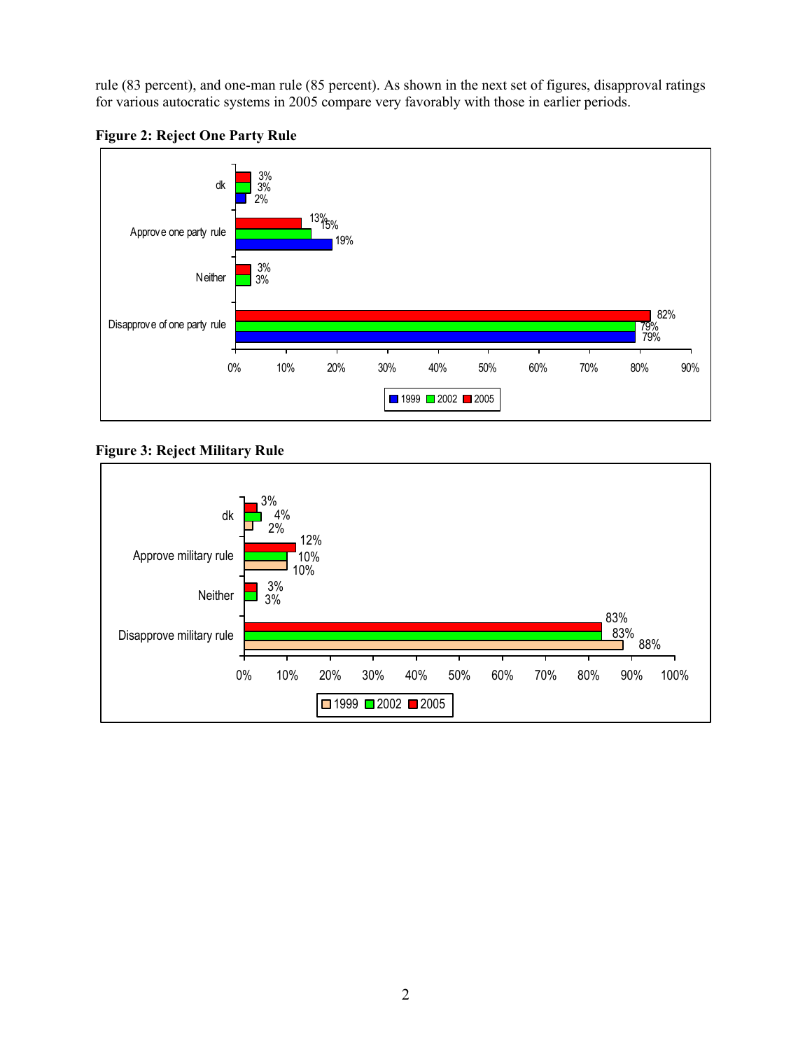rule (83 percent), and one-man rule (85 percent). As shown in the next set of figures, disapproval ratings for various autocratic systems in 2005 compare very favorably with those in earlier periods.

**Figure 2: Reject One Party Rule**

| | 1999 | 2002 | 2005 |
|---|---|---|---|
| dk | 2% | 3% | 3% |
| Approve one party rule | 19% | 15% | 13% |
| Neither | | 3% | 3% |
| Disapprove of one party rule | 79% | 79% | 82% |

**Figure 3: Reject Military Rule**

| | 1999 | 2002 | 2005 |
|---|---|---|---|
| dk | 2% | 4% | 3% |
| Approve military rule | 10% | 10% | 12% |
| Neither | | 3% | 3% |
| Disapprove military rule | 88% | 83% | 83% |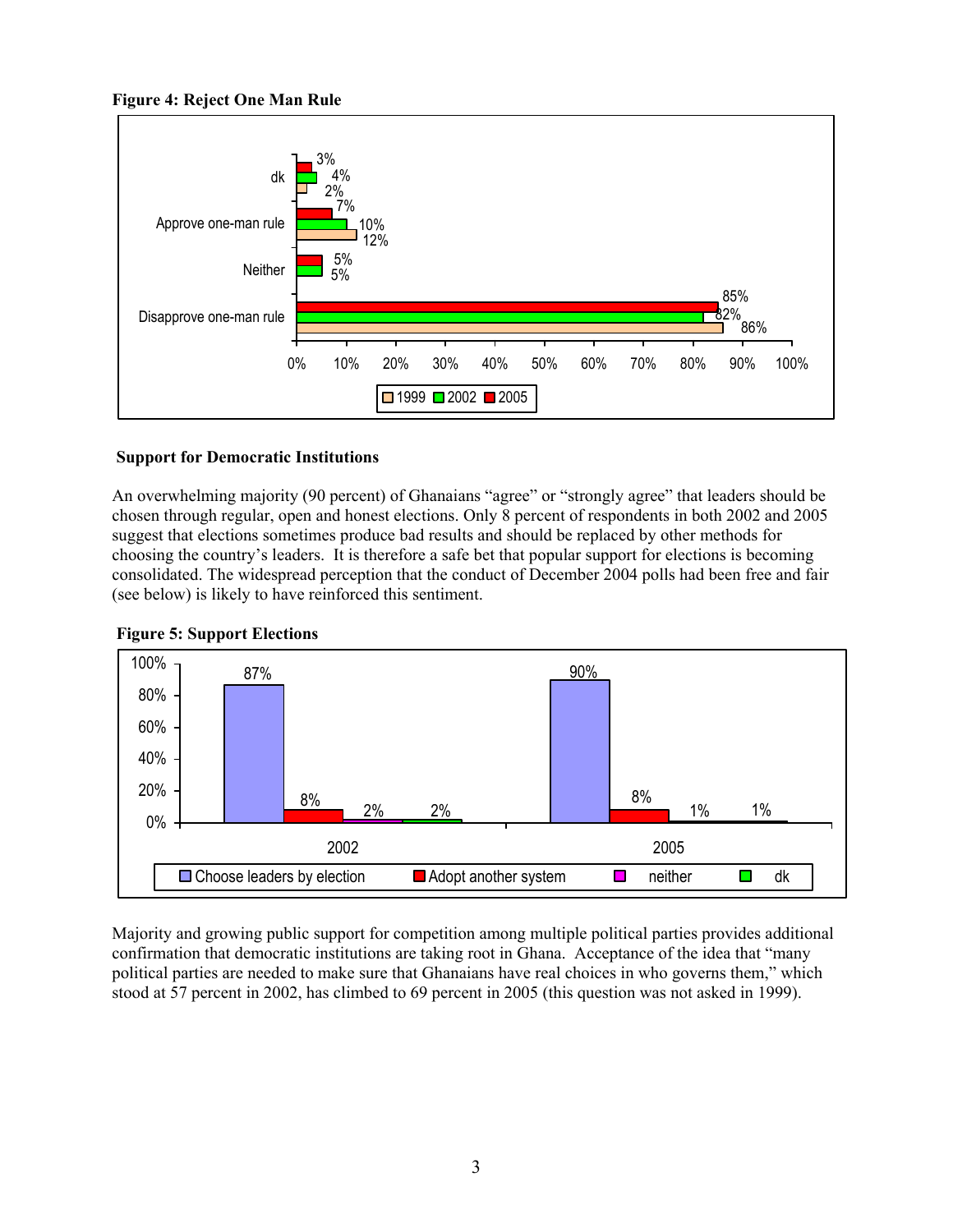**Figure 4: Reject One Man Rule**

| | 1999 | 2002 | 2005 |
|---|---|---|---|
| dk | 2% | 4% | 3% |
| Approve one-man rule | 12% | 10% | 7% |
| Neither | | 5% | 5% |
| Disapprove one-man rule | 86% | 82% | 85% |

## Support for Democratic Institutions

An overwhelming majority (90 percent) of Ghanaians "agree" or "strongly agree" that leaders should be chosen through regular, open and honest elections. Only 8 percent of respondents in both 2002 and 2005 suggest that elections sometimes produce bad results and should be replaced by other methods for choosing the country's leaders. It is therefore a safe bet that popular support for elections is becoming consolidated. The widespread perception that the conduct of December 2004 polls had been free and fair (see below) is likely to have reinforced this sentiment.

**Figure 5: Support Elections**

| | Choose leaders by election | Adopt another system | neither | dk |
|---|---|---|---|---|
| 2002 | 87% | 8% | 2% | 2% |
| 2005 | 90% | 8% | 1% | 1% |

Majority and growing public support for competition among multiple political parties provides additional confirmation that democratic institutions are taking root in Ghana. Acceptance of the idea that "many political parties are needed to make sure that Ghanaians have real choices in who governs them," which stood at 57 percent in 2002, has climbed to 69 percent in 2005 (this question was not asked in 1999).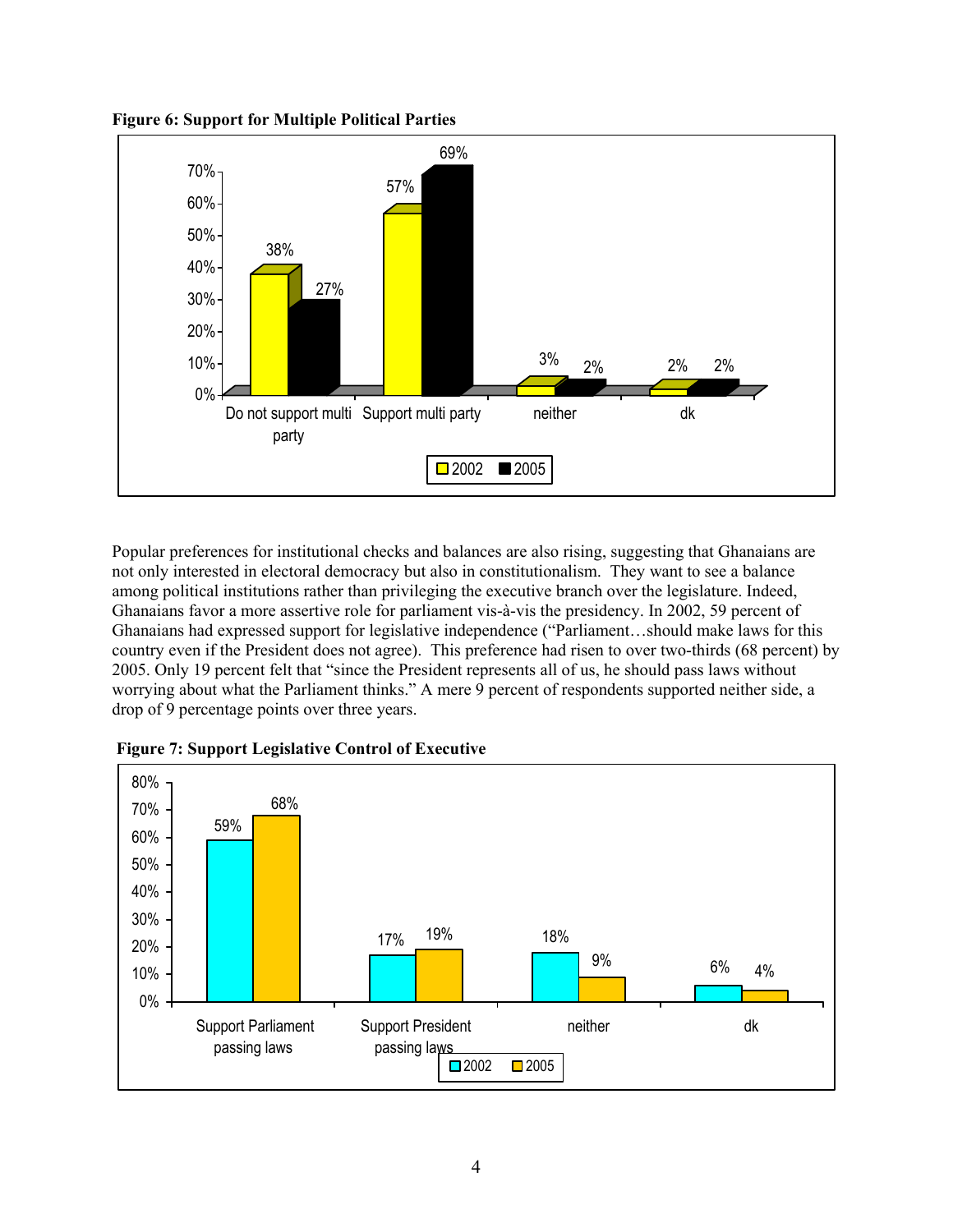**Figure 6: Support for Multiple Political Parties**

| | 2002 | 2005 |
|---|---|---|
| Do not support multi party | 38% | 27% |
| Support multi party | 57% | 69% |
| neither | 3% | 2% |
| dk | 2% | 2% |

Popular preferences for institutional checks and balances are also rising, suggesting that Ghanaians are not only interested in electoral democracy but also in constitutionalism. They want to see a balance among political institutions rather than privileging the executive branch over the legislature. Indeed, Ghanaians favor a more assertive role for parliament vis-à-vis the presidency. In 2002, 59 percent of Ghanaians had expressed support for legislative independence ("Parliament…should make laws for this country even if the President does not agree). This preference had risen to over two-thirds (68 percent) by 2005. Only 19 percent felt that "since the President represents all of us, he should pass laws without worrying about what the Parliament thinks." A mere 9 percent of respondents supported neither side, a drop of 9 percentage points over three years.

**Figure 7: Support Legislative Control of Executive**

| | 2002 | 2005 |
|---|---|---|
| Support Parliament passing laws | 59% | 68% |
| Support President passing laws | 17% | 19% |
| neither | 18% | 9% |
| dk | 6% | 4% |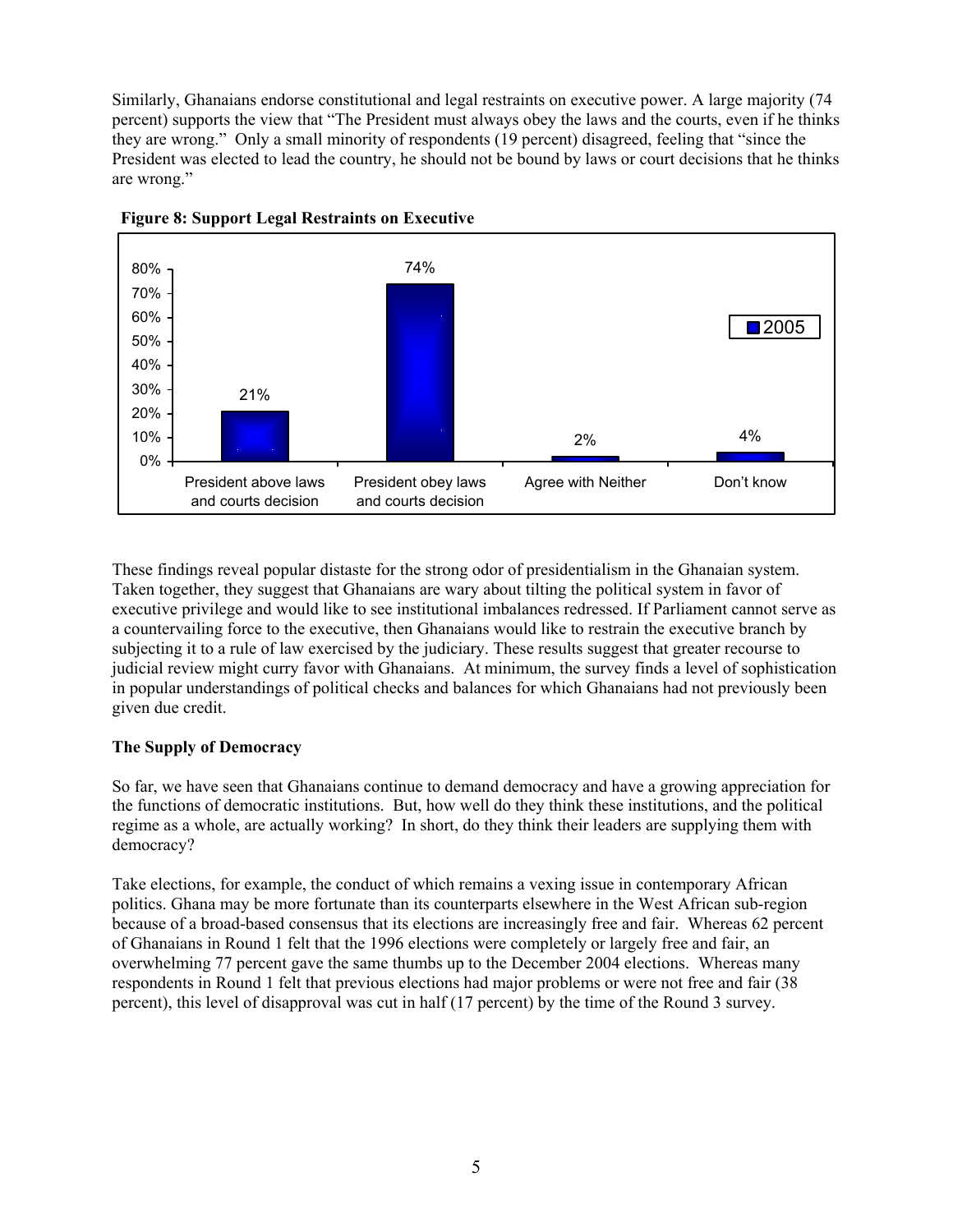Similarly, Ghanaians endorse constitutional and legal restraints on executive power. A large majority (74 percent) supports the view that "The President must always obey the laws and the courts, even if he thinks they are wrong." Only a small minority of respondents (19 percent) disagreed, feeling that "since the President was elected to lead the country, he should not be bound by laws or court decisions that he thinks are wrong."

**Figure 8: Support Legal Restraints on Executive**

| | 2005 |
|---|---|
| President above laws and courts decision | 21% |
| President obey laws and courts decision | 74% |
| Agree with Neither | 2% |
| Don't know | 4% |

These findings reveal popular distaste for the strong odor of presidentialism in the Ghanaian system. Taken together, they suggest that Ghanaians are wary about tilting the political system in favor of executive privilege and would like to see institutional imbalances redressed. If Parliament cannot serve as a countervailing force to the executive, then Ghanaians would like to restrain the executive branch by subjecting it to a rule of law exercised by the judiciary. These results suggest that greater recourse to judicial review might curry favor with Ghanaians. At minimum, the survey finds a level of sophistication in popular understandings of political checks and balances for which Ghanaians had not previously been given due credit.

**The Supply of Democracy**

So far, we have seen that Ghanaians continue to demand democracy and have a growing appreciation for the functions of democratic institutions. But, how well do they think these institutions, and the political regime as a whole, are actually working? In short, do they think their leaders are supplying them with democracy?

Take elections, for example, the conduct of which remains a vexing issue in contemporary African politics. Ghana may be more fortunate than its counterparts elsewhere in the West African sub-region because of a broad-based consensus that its elections are increasingly free and fair. Whereas 62 percent of Ghanaians in Round 1 felt that the 1996 elections were completely or largely free and fair, an overwhelming 77 percent gave the same thumbs up to the December 2004 elections. Whereas many respondents in Round 1 felt that previous elections had major problems or were not free and fair (38 percent), this level of disapproval was cut in half (17 percent) by the time of the Round 3 survey.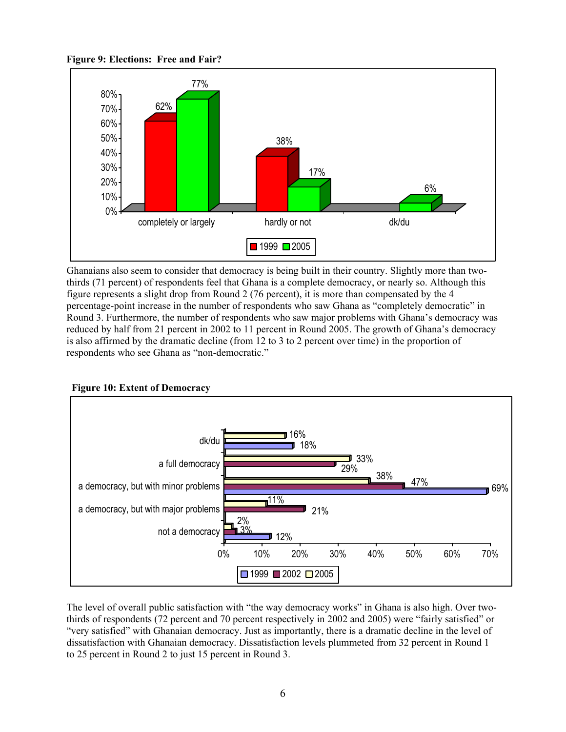**Figure 9: Elections: Free and Fair?**

| | 1999 | 2005 |
|---|---|---|
| completely or largely | 62% | 77% |
| hardly or not | 38% | 17% |
| dk/du | | 6% |

Ghanaians also seem to consider that democracy is being built in their country. Slightly more than two-thirds (71 percent) of respondents feel that Ghana is a complete democracy, or nearly so. Although this figure represents a slight drop from Round 2 (76 percent), it is more than compensated by the 4 percentage-point increase in the number of respondents who saw Ghana as "completely democratic" in Round 3. Furthermore, the number of respondents who saw major problems with Ghana's democracy was reduced by half from 21 percent in 2002 to 11 percent in Round 2005. The growth of Ghana's democracy is also affirmed by the dramatic decline (from 12 to 3 to 2 percent over time) in the proportion of respondents who see Ghana as "non-democratic."

**Figure 10: Extent of Democracy**

| | 1999 | 2002 | 2005 |
|---|---|---|---|
| dk/du | 18% | | 16% |
| a full democracy | | 29% | 33% |
| a democracy, but with minor problems | 69% | 47% | 38% |
| a democracy, but with major problems | | 21% | 11% |
| not a democracy | 12% | 3% | 2% |

The level of overall public satisfaction with "the way democracy works" in Ghana is also high. Over two-thirds of respondents (72 percent and 70 percent respectively in 2002 and 2005) were "fairly satisfied" or "very satisfied" with Ghanaian democracy. Just as importantly, there is a dramatic decline in the level of dissatisfaction with Ghanaian democracy. Dissatisfaction levels plummeted from 32 percent in Round 1 to 25 percent in Round 2 to just 15 percent in Round 3.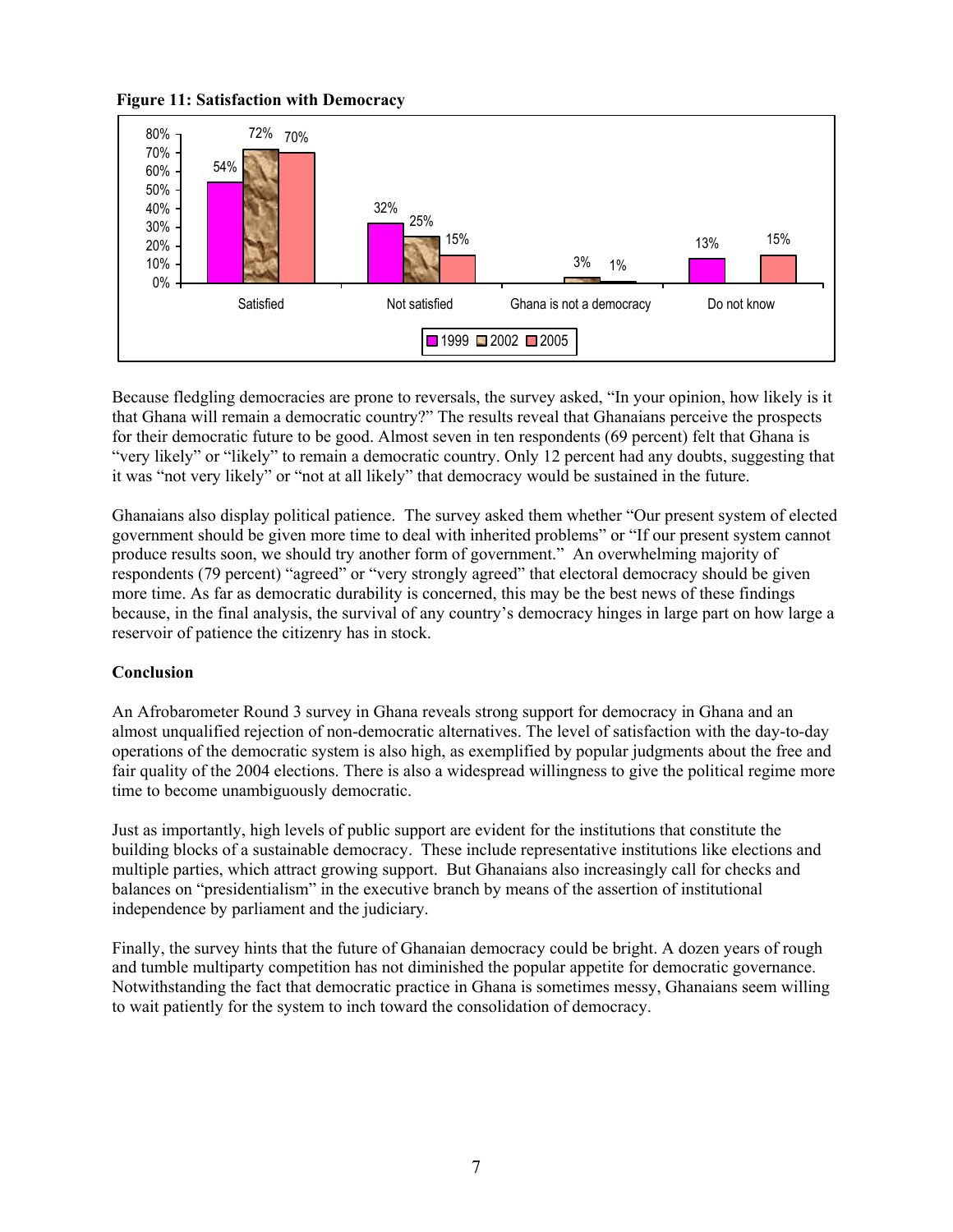**Figure 11: Satisfaction with Democracy**

| | 1999 | 2002 | 2005 |
|---|---|---|---|
| Satisfied | 54% | 72% | 70% |
| Not satisfied | 32% | 25% | 15% |
| Ghana is not a democracy | | 3% | 1% |
| Do not know | 13% | | 15% |

Because fledgling democracies are prone to reversals, the survey asked, "In your opinion, how likely is it that Ghana will remain a democratic country?" The results reveal that Ghanaians perceive the prospects for their democratic future to be good. Almost seven in ten respondents (69 percent) felt that Ghana is "very likely" or "likely" to remain a democratic country. Only 12 percent had any doubts, suggesting that it was "not very likely" or "not at all likely" that democracy would be sustained in the future.

Ghanaians also display political patience. The survey asked them whether "Our present system of elected government should be given more time to deal with inherited problems" or "If our present system cannot produce results soon, we should try another form of government." An overwhelming majority of respondents (79 percent) "agreed" or "very strongly agreed" that electoral democracy should be given more time. As far as democratic durability is concerned, this may be the best news of these findings because, in the final analysis, the survival of any country's democracy hinges in large part on how large a reservoir of patience the citizenry has in stock.

## Conclusion

An Afrobarometer Round 3 survey in Ghana reveals strong support for democracy in Ghana and an almost unqualified rejection of non-democratic alternatives. The level of satisfaction with the day-to-day operations of the democratic system is also high, as exemplified by popular judgments about the free and fair quality of the 2004 elections. There is also a widespread willingness to give the political regime more time to become unambiguously democratic.

Just as importantly, high levels of public support are evident for the institutions that constitute the building blocks of a sustainable democracy. These include representative institutions like elections and multiple parties, which attract growing support. But Ghanaians also increasingly call for checks and balances on "presidentialism" in the executive branch by means of the assertion of institutional independence by parliament and the judiciary.

Finally, the survey hints that the future of Ghanaian democracy could be bright. A dozen years of rough and tumble multiparty competition has not diminished the popular appetite for democratic governance. Notwithstanding the fact that democratic practice in Ghana is sometimes messy, Ghanaians seem willing to wait patiently for the system to inch toward the consolidation of democracy.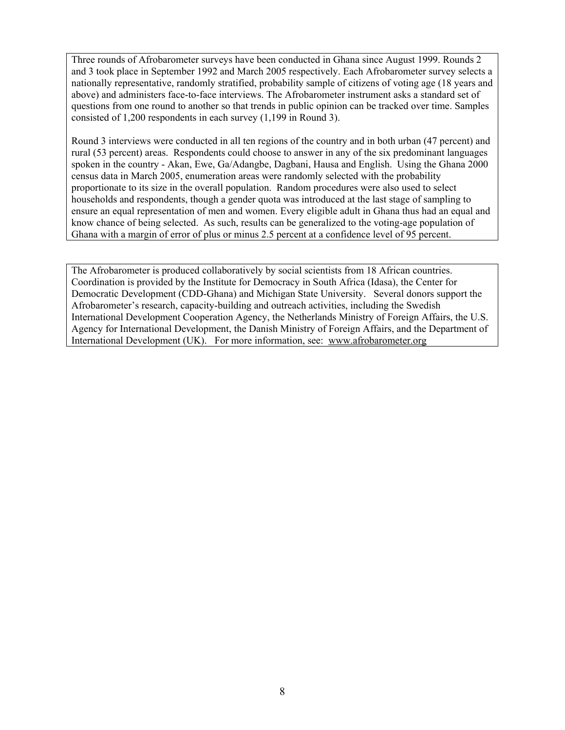Three rounds of Afrobarometer surveys have been conducted in Ghana since August 1999. Rounds 2 and 3 took place in September 1992 and March 2005 respectively. Each Afrobarometer survey selects a nationally representative, randomly stratified, probability sample of citizens of voting age (18 years and above) and administers face-to-face interviews. The Afrobarometer instrument asks a standard set of questions from one round to another so that trends in public opinion can be tracked over time. Samples consisted of 1,200 respondents in each survey (1,199 in Round 3).

Round 3 interviews were conducted in all ten regions of the country and in both urban (47 percent) and rural (53 percent) areas. Respondents could choose to answer in any of the six predominant languages spoken in the country - Akan, Ewe, Ga/Adangbe, Dagbani, Hausa and English. Using the Ghana 2000 census data in March 2005, enumeration areas were randomly selected with the probability proportionate to its size in the overall population. Random procedures were also used to select households and respondents, though a gender quota was introduced at the last stage of sampling to ensure an equal representation of men and women. Every eligible adult in Ghana thus had an equal and know chance of being selected. As such, results can be generalized to the voting-age population of Ghana with a margin of error of plus or minus 2.5 percent at a confidence level of 95 percent.

The Afrobarometer is produced collaboratively by social scientists from 18 African countries. Coordination is provided by the Institute for Democracy in South Africa (Idasa), the Center for Democratic Development (CDD-Ghana) and Michigan State University. Several donors support the Afrobarometer's research, capacity-building and outreach activities, including the Swedish International Development Cooperation Agency, the Netherlands Ministry of Foreign Affairs, the U.S. Agency for International Development, the Danish Ministry of Foreign Affairs, and the Department of International Development (UK). For more information, see: www.afrobarometer.org